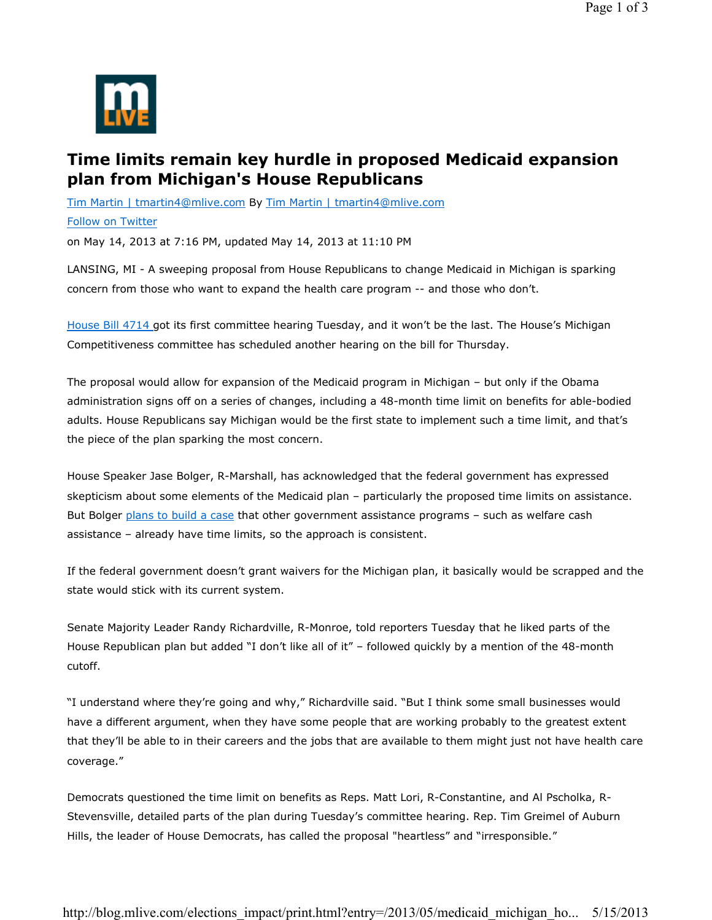# Time limits remain key hurdle in proposed Medicaid expansion plan from Michigan's House Republicans

Tim Martin | tmartin4@mlive.com By Tim Martin | tmartin4@mlive.com

Follow on Twitter

on May 14, 2013 at 7:16 PM, updated May 14, 2013 at 11:10 PM

LANSING, MI - A sweeping proposal from House Republicans to change Medicaid in Michigan is sparking concern from those who want to expand the health care program -- and those who don't.

House Bill 4714 got its first committee hearing Tuesday, and it won't be the last. The House's Michigan Competitiveness committee has scheduled another hearing on the bill for Thursday.

The proposal would allow for expansion of the Medicaid program in Michigan – but only if the Obama administration signs off on a series of changes, including a 48-month time limit on benefits for able-bodied adults. House Republicans say Michigan would be the first state to implement such a time limit, and that's the piece of the plan sparking the most concern.

House Speaker Jase Bolger, R-Marshall, has acknowledged that the federal government has expressed skepticism about some elements of the Medicaid plan – particularly the proposed time limits on assistance. But Bolger plans to build a case that other government assistance programs – such as welfare cash assistance – already have time limits, so the approach is consistent.

If the federal government doesn't grant waivers for the Michigan plan, it basically would be scrapped and the state would stick with its current system.

Senate Majority Leader Randy Richardville, R-Monroe, told reporters Tuesday that he liked parts of the House Republican plan but added "I don't like all of it" – followed quickly by a mention of the 48-month cutoff.

"I understand where they're going and why," Richardville said. "But I think some small businesses would have a different argument, when they have some people that are working probably to the greatest extent that they'll be able to in their careers and the jobs that are available to them might just not have health care coverage."

Democrats questioned the time limit on benefits as Reps. Matt Lori, R-Constantine, and Al Pscholka, R-Stevensville, detailed parts of the plan during Tuesday's committee hearing. Rep. Tim Greimel of Auburn Hills, the leader of House Democrats, has called the proposal "heartless" and "irresponsible."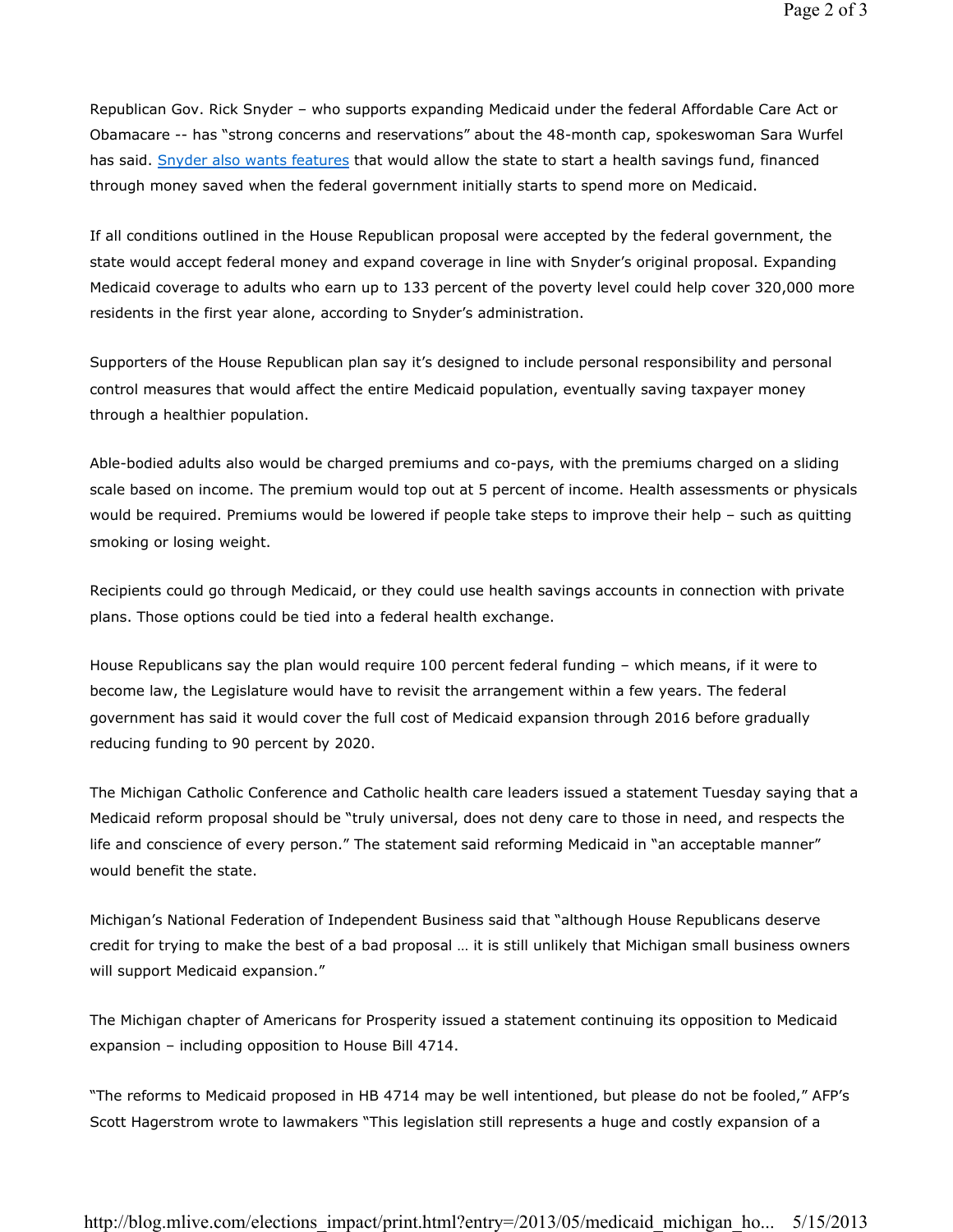Republican Gov. Rick Snyder – who supports expanding Medicaid under the federal Affordable Care Act or Obamacare -- has "strong concerns and reservations" about the 48-month cap, spokeswoman Sara Wurfel has said. [Snyder also wants features] that would allow the state to start a health savings fund, financed through money saved when the federal government initially starts to spend more on Medicaid.

If all conditions outlined in the House Republican proposal were accepted by the federal government, the state would accept federal money and expand coverage in line with Snyder's original proposal. Expanding Medicaid coverage to adults who earn up to 133 percent of the poverty level could help cover 320,000 more residents in the first year alone, according to Snyder's administration.

Supporters of the House Republican plan say it's designed to include personal responsibility and personal control measures that would affect the entire Medicaid population, eventually saving taxpayer money through a healthier population.

Able-bodied adults also would be charged premiums and co-pays, with the premiums charged on a sliding scale based on income. The premium would top out at 5 percent of income. Health assessments or physicals would be required. Premiums would be lowered if people take steps to improve their help – such as quitting smoking or losing weight.

Recipients could go through Medicaid, or they could use health savings accounts in connection with private plans. Those options could be tied into a federal health exchange.

House Republicans say the plan would require 100 percent federal funding – which means, if it were to become law, the Legislature would have to revisit the arrangement within a few years. The federal government has said it would cover the full cost of Medicaid expansion through 2016 before gradually reducing funding to 90 percent by 2020.

The Michigan Catholic Conference and Catholic health care leaders issued a statement Tuesday saying that a Medicaid reform proposal should be "truly universal, does not deny care to those in need, and respects the life and conscience of every person." The statement said reforming Medicaid in "an acceptable manner" would benefit the state.

Michigan's National Federation of Independent Business said that "although House Republicans deserve credit for trying to make the best of a bad proposal … it is still unlikely that Michigan small business owners will support Medicaid expansion."

The Michigan chapter of Americans for Prosperity issued a statement continuing its opposition to Medicaid expansion – including opposition to House Bill 4714.

"The reforms to Medicaid proposed in HB 4714 may be well intentioned, but please do not be fooled," AFP's Scott Hagerstrom wrote to lawmakers "This legislation still represents a huge and costly expansion of a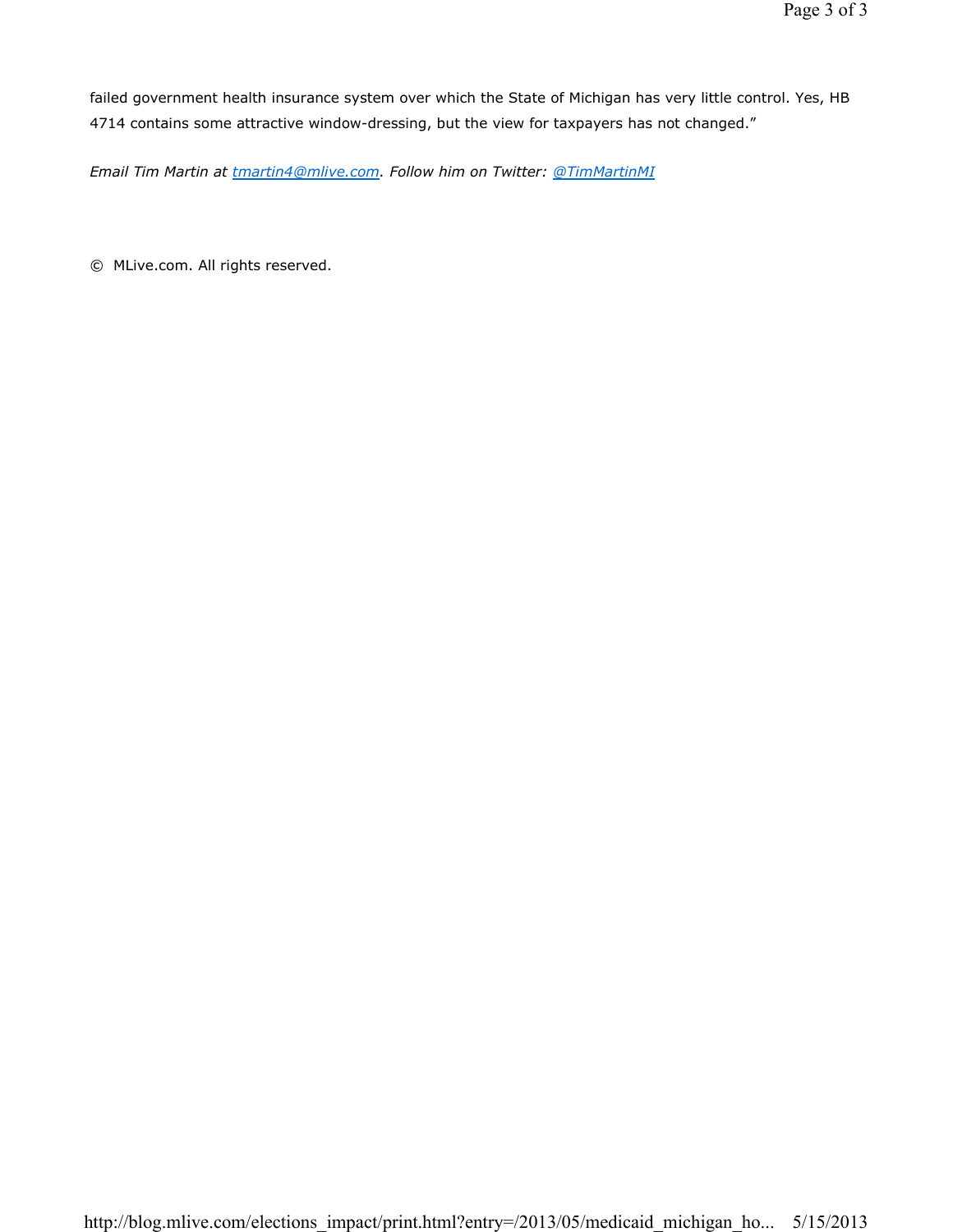failed government health insurance system over which the State of Michigan has very little control. Yes, HB 4714 contains some attractive window-dressing, but the view for taxpayers has not changed."

*Email Tim Martin at [tmartin4@mlive.com](mailto:tmartin4@mlive.com). Follow him on Twitter: [@TimMartinMI](https://twitter.com/TimMartinMI)*

© MLive.com. All rights reserved.